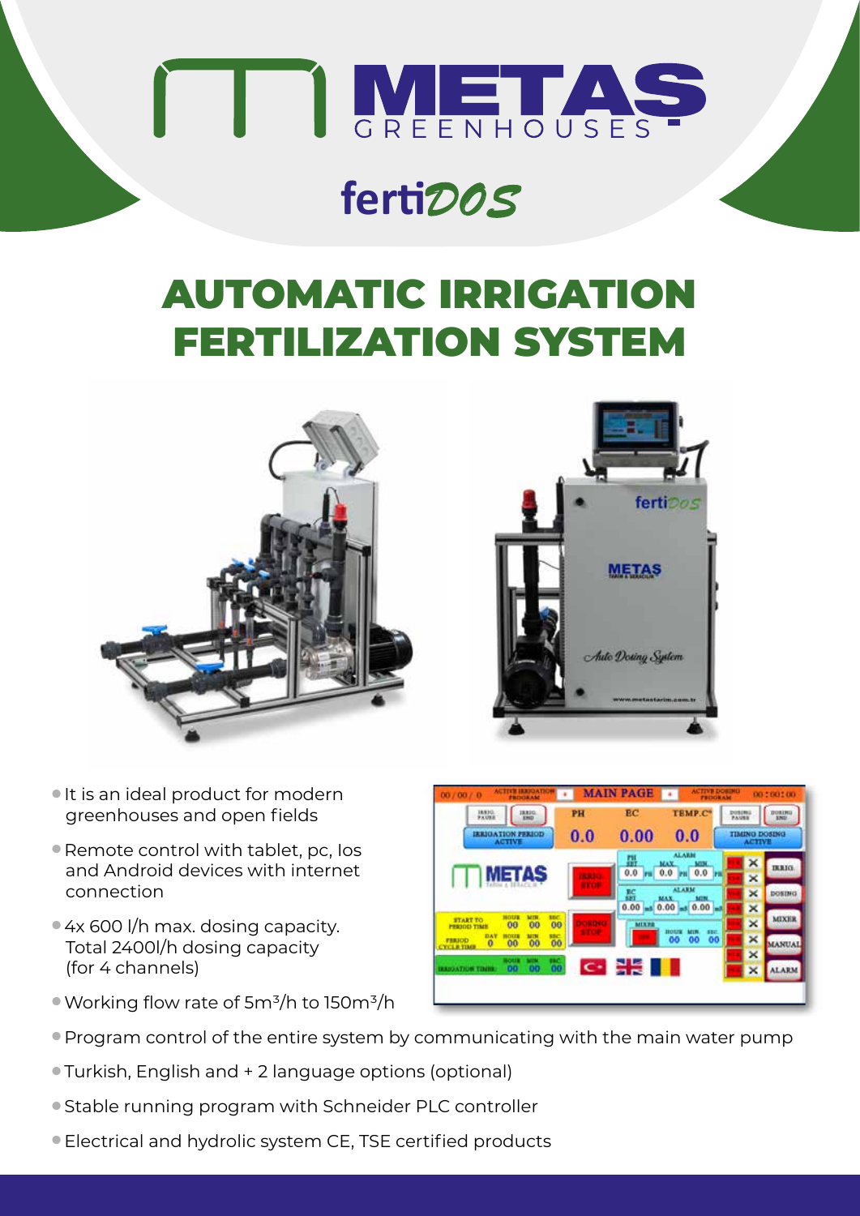# METAS GREENHOUSES

## fertiDOS

# AUTOMATIC IRRIGATION FERTILIZATION SYSTEM

- It is an ideal product for modern greenhouses and open fields
- Remote control with tablet, pc, Ios and Android devices with internet connection
- 4x 600 l/h max. dosing capacity. Total 2400l/h dosing capacity (for 4 channels)
- Working flow rate of $5m^3/h$ to $150m^3/h$
- Program control of the entire system by communicating with the main water pump
- Turkish, English and + 2 language options (optional)
- Stable running program with Schneider PLC controller
- Electrical and hydrolic system CE, TSE certified products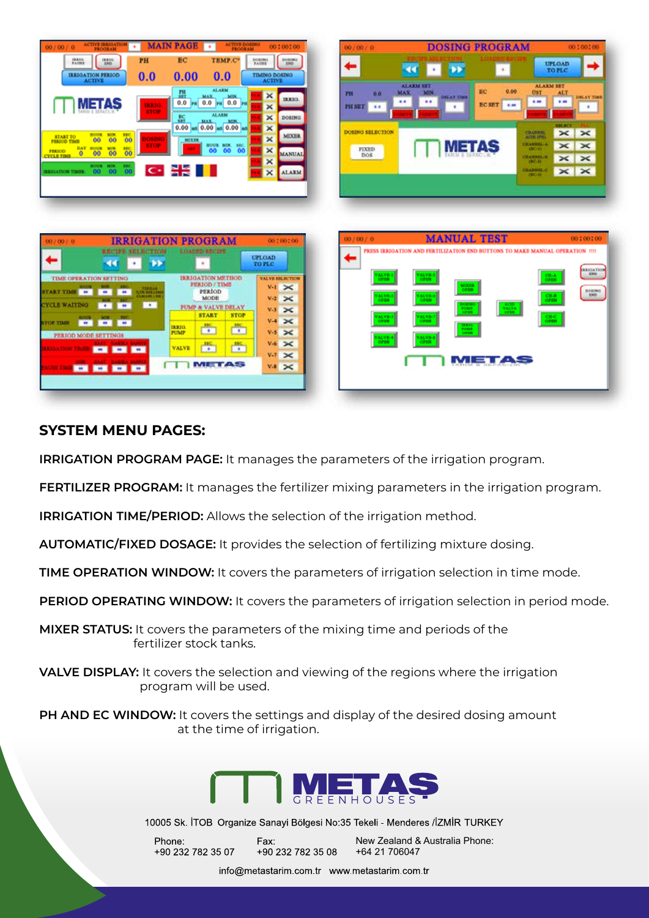## SYSTEM MENU PAGES:

**IRRIGATION PROGRAM PAGE:** It manages the parameters of the irrigation program.

**FERTILIZER PROGRAM:** It manages the fertilizer mixing parameters in the irrigation program.

**IRRIGATION TIME/PERIOD:** Allows the selection of the irrigation method.

**AUTOMATIC/FIXED DOSAGE:** It provides the selection of fertilizing mixture dosing.

**TIME OPERATION WINDOW:** It covers the parameters of irrigation selection in time mode.

**PERIOD OPERATING WINDOW:** It covers the parameters of irrigation selection in period mode.

**MIXER STATUS:** It covers the parameters of the mixing time and periods of the fertilizer stock tanks.

**VALVE DISPLAY:** It covers the selection and viewing of the regions where the irrigation program will be used.

**PH AND EC WINDOW:** It covers the settings and display of the desired dosing amount at the time of irrigation.

METAS GREENHOUSES

10005 Sk. İTOB Organize Sanayi Bölgesi No:35 Tekeli - Menderes /İZMİR TURKEY

Phone: +90 232 782 35 07

Fax: +90 232 782 35 08

New Zealand & Australia Phone: +64 21 706047

info@metastarim.com.tr www.metastarim.com.tr